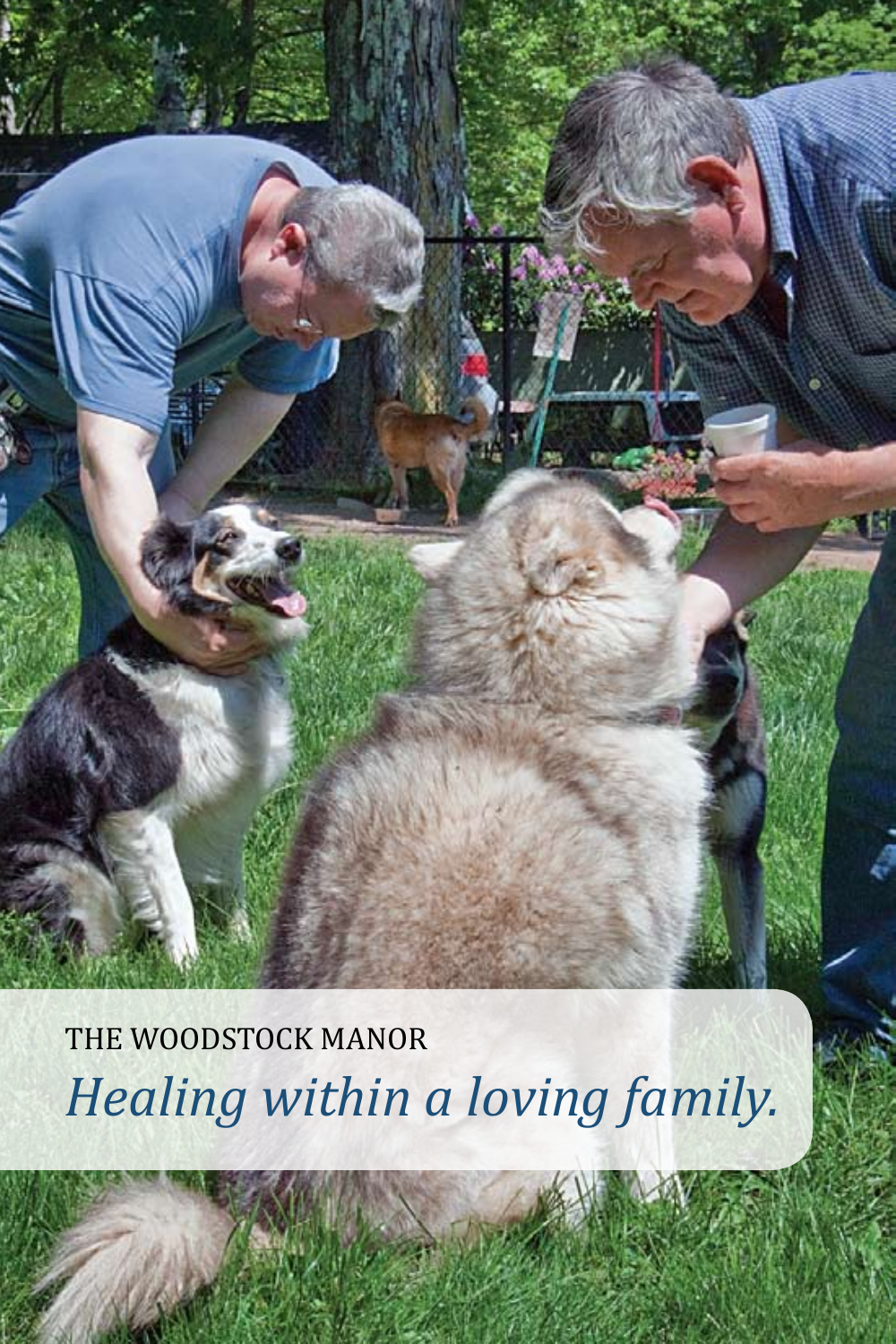THE WOODSTOCK MANOR

*Healing within a loving family.*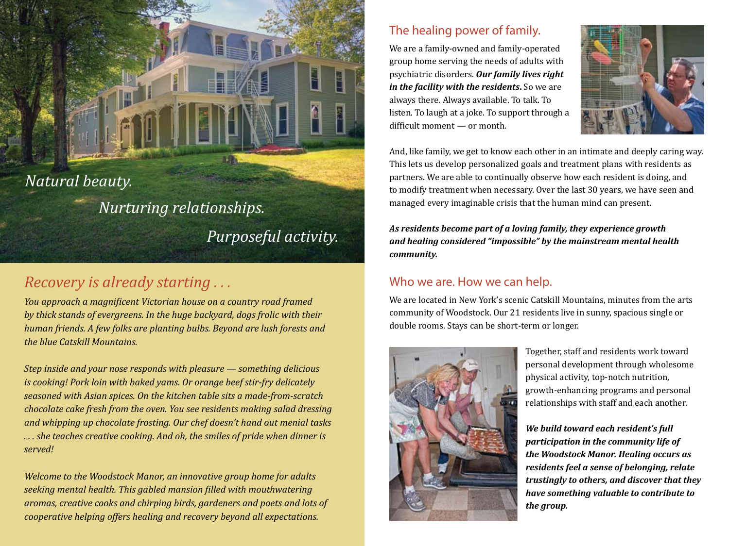*Natural beauty.*

*Nurturing relationships.*

*Purposeful activity.*

## *Recovery is already starting . . .*

*You approach a magnificent Victorian house on a country road framed by thick stands of evergreens. In the huge backyard, dogs frolic with their human friends. A few folks are planting bulbs. Beyond are lush forests and the blue Catskill Mountains.*

*Step inside and your nose responds with pleasure — something delicious is cooking! Pork loin with baked yams. Or orange beef stir-fry delicately seasoned with Asian spices. On the kitchen table sits a made-from-scratch chocolate cake fresh from the oven. You see residents making salad dressing and whipping up chocolate frosting. Our chef doesn't hand out menial tasks . . . she teaches creative cooking. And oh, the smiles of pride when dinner is served!*

*Welcome to the Woodstock Manor, an innovative group home for adults seeking mental health. This gabled mansion filled with mouthwatering aromas, creative cooks and chirping birds, gardeners and poets and lots of cooperative helping offers healing and recovery beyond all expectations.*

## The healing power of family.

We are a family-owned and family-operated group home serving the needs of adults with psychiatric disorders. ***Our family lives right in the facility with the residents.*** So we are always there. Always available. To talk. To listen. To laugh at a joke. To support through a difficult moment — or month.

And, like family, we get to know each other in an intimate and deeply caring way. This lets us develop personalized goals and treatment plans with residents as partners. We are able to continually observe how each resident is doing, and to modify treatment when necessary. Over the last 30 years, we have seen and managed every imaginable crisis that the human mind can present.

***As residents become part of a loving family, they experience growth and healing considered "impossible" by the mainstream mental health community.***

## Who we are. How we can help.

We are located in New York's scenic Catskill Mountains, minutes from the arts community of Woodstock. Our 21 residents live in sunny, spacious single or double rooms. Stays can be short-term or longer.

Together, staff and residents work toward personal development through wholesome physical activity, top-notch nutrition, growth-enhancing programs and personal relationships with staff and each another.

***We build toward each resident's full participation in the community life of the Woodstock Manor. Healing occurs as residents feel a sense of belonging, relate trustingly to others, and discover that they have something valuable to contribute to the group.***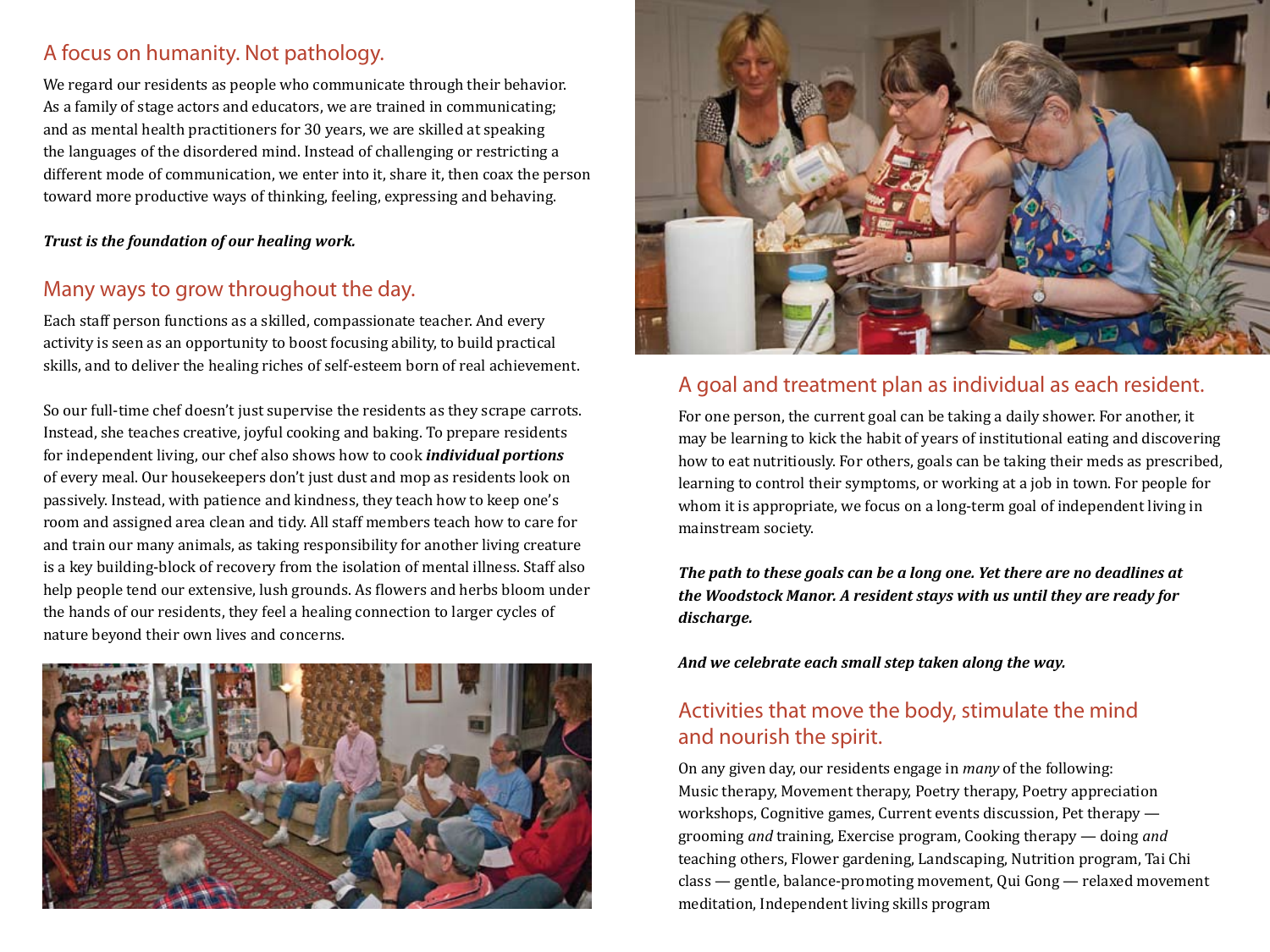## A focus on humanity. Not pathology.

We regard our residents as people who communicate through their behavior. As a family of stage actors and educators, we are trained in communicating; and as mental health practitioners for 30 years, we are skilled at speaking the languages of the disordered mind. Instead of challenging or restricting a different mode of communication, we enter into it, share it, then coax the person toward more productive ways of thinking, feeling, expressing and behaving.

***Trust is the foundation of our healing work.***

## Many ways to grow throughout the day.

Each staff person functions as a skilled, compassionate teacher. And every activity is seen as an opportunity to boost focusing ability, to build practical skills, and to deliver the healing riches of self-esteem born of real achievement.

So our full-time chef doesn't just supervise the residents as they scrape carrots. Instead, she teaches creative, joyful cooking and baking. To prepare residents for independent living, our chef also shows how to cook ***individual portions*** of every meal. Our housekeepers don't just dust and mop as residents look on passively. Instead, with patience and kindness, they teach how to keep one's room and assigned area clean and tidy. All staff members teach how to care for and train our many animals, as taking responsibility for another living creature is a key building-block of recovery from the isolation of mental illness. Staff also help people tend our extensive, lush grounds. As flowers and herbs bloom under the hands of our residents, they feel a healing connection to larger cycles of nature beyond their own lives and concerns.

## A goal and treatment plan as individual as each resident.

For one person, the current goal can be taking a daily shower. For another, it may be learning to kick the habit of years of institutional eating and discovering how to eat nutritiously. For others, goals can be taking their meds as prescribed, learning to control their symptoms, or working at a job in town. For people for whom it is appropriate, we focus on a long-term goal of independent living in mainstream society.

***The path to these goals can be a long one. Yet there are no deadlines at the Woodstock Manor. A resident stays with us until they are ready for discharge.***

***And we celebrate each small step taken along the way.***

## Activities that move the body, stimulate the mind and nourish the spirit.

On any given day, our residents engage in *many* of the following:
Music therapy, Movement therapy, Poetry therapy, Poetry appreciation workshops, Cognitive games, Current events discussion, Pet therapy — grooming *and* training, Exercise program, Cooking therapy — doing *and* teaching others, Flower gardening, Landscaping, Nutrition program, Tai Chi class — gentle, balance-promoting movement, Qui Gong — relaxed movement meditation, Independent living skills program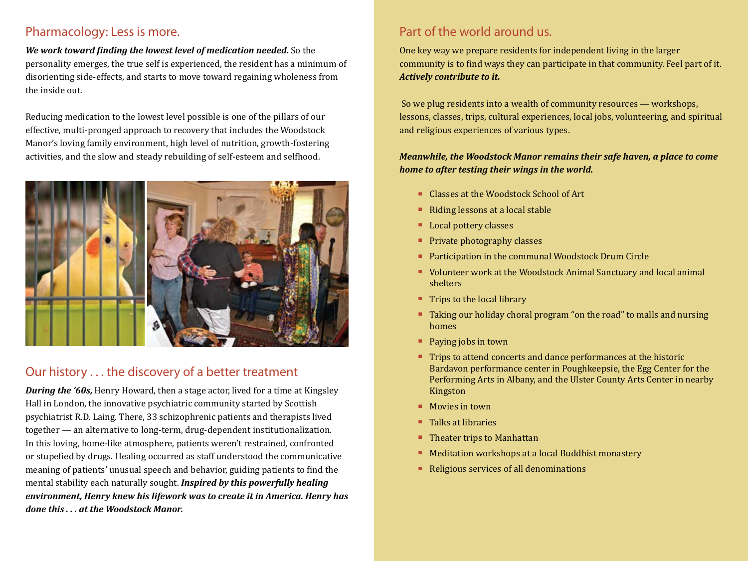## Pharmacology: Less is more.

***We work toward finding the lowest level of medication needed.*** So the personality emerges, the true self is experienced, the resident has a minimum of disorienting side-effects, and starts to move toward regaining wholeness from the inside out.

Reducing medication to the lowest level possible is one of the pillars of our effective, multi-pronged approach to recovery that includes the Woodstock Manor's loving family environment, high level of nutrition, growth-fostering activities, and the slow and steady rebuilding of self-esteem and selfhood.

## Our history . . . the discovery of a better treatment

***During the '60s,*** Henry Howard, then a stage actor, lived for a time at Kingsley Hall in London, the innovative psychiatric community started by Scottish psychiatrist R.D. Laing. There, 33 schizophrenic patients and therapists lived together — an alternative to long-term, drug-dependent institutionalization. In this loving, home-like atmosphere, patients weren't restrained, confronted or stupefied by drugs. Healing occurred as staff understood the communicative meaning of patients' unusual speech and behavior, guiding patients to find the mental stability each naturally sought. ***Inspired by this powerfully healing environment, Henry knew his lifework was to create it in America. Henry has done this . . . at the Woodstock Manor.***

## Part of the world around us.

One key way we prepare residents for independent living in the larger community is to find ways they can participate in that community. Feel part of it. ***Actively contribute to it.***

So we plug residents into a wealth of community resources — workshops, lessons, classes, trips, cultural experiences, local jobs, volunteering, and spiritual and religious experiences of various types.

***Meanwhile, the Woodstock Manor remains their safe haven, a place to come home to after testing their wings in the world.***

- Classes at the Woodstock School of Art
- Riding lessons at a local stable
- Local pottery classes
- Private photography classes
- Participation in the communal Woodstock Drum Circle
- Volunteer work at the Woodstock Animal Sanctuary and local animal shelters
- Trips to the local library
- Taking our holiday choral program "on the road" to malls and nursing homes
- Paying jobs in town
- Trips to attend concerts and dance performances at the historic Bardavon performance center in Poughkeepsie, the Egg Center for the Performing Arts in Albany, and the Ulster County Arts Center in nearby Kingston
- Movies in town
- Talks at libraries
- Theater trips to Manhattan
- Meditation workshops at a local Buddhist monastery
- Religious services of all denominations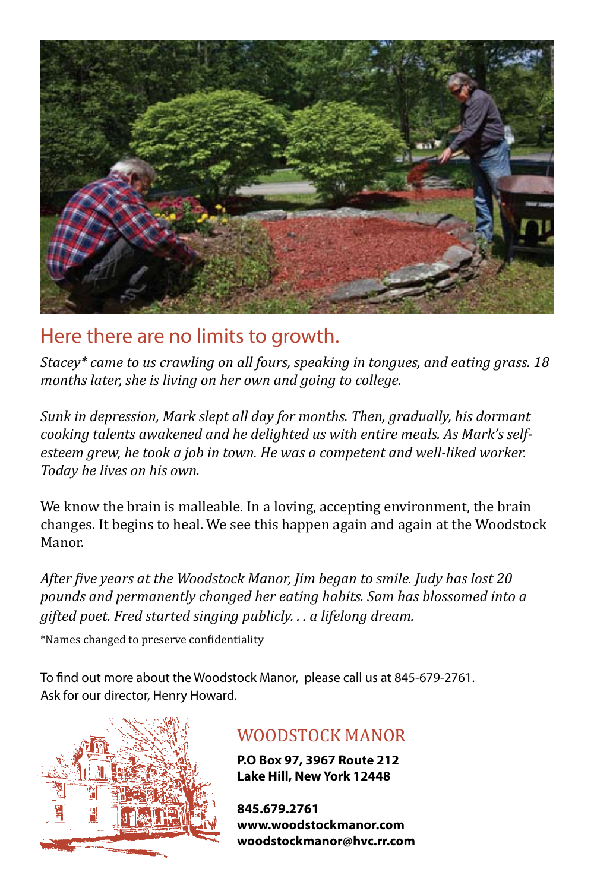## Here there are no limits to growth.

*Stacey* came to us crawling on all fours, speaking in tongues, and eating grass. 18 months later, she is living on her own and going to college.*

*Sunk in depression, Mark slept all day for months. Then, gradually, his dormant cooking talents awakened and he delighted us with entire meals. As Mark's self-esteem grew, he took a job in town. He was a competent and well-liked worker. Today he lives on his own.*

We know the brain is malleable. In a loving, accepting environment, the brain changes. It begins to heal. We see this happen again and again at the Woodstock Manor.

*After five years at the Woodstock Manor, Jim began to smile. Judy has lost 20 pounds and permanently changed her eating habits. Sam has blossomed into a gifted poet. Fred started singing publicly. . . a lifelong dream.*

*Names changed to preserve confidentiality

To find out more about the Woodstock Manor, please call us at 845-679-2761.
Ask for our director, Henry Howard.

## WOODSTOCK MANOR

**P.O Box 97, 3967 Route 212**
**Lake Hill, New York 12448**

**845.679.2761**
**www.woodstockmanor.com**
**woodstockmanor@hvc.rr.com**